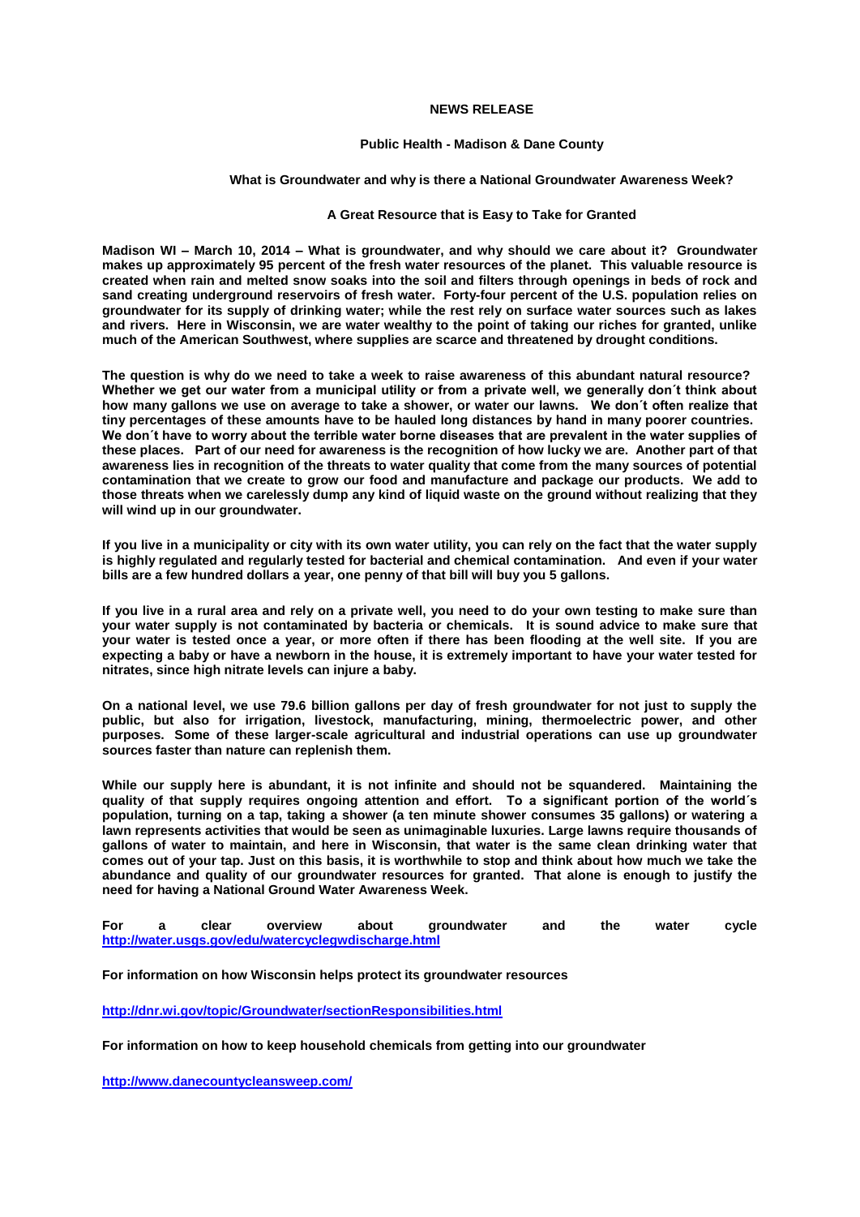**NEWS RELEASE**

**Public Health - Madison & Dane County**

**What is Groundwater and why is there a National Groundwater Awareness Week?**

**A Great Resource that is Easy to Take for Granted**

**Madison WI – March 10, 2014 – What is groundwater, and why should we care about it? Groundwater makes up approximately 95 percent of the fresh water resources of the planet. This valuable resource is created when rain and melted snow soaks into the soil and filters through openings in beds of rock and sand creating underground reservoirs of fresh water. Forty-four percent of the U.S. population relies on groundwater for its supply of drinking water; while the rest rely on surface water sources such as lakes and rivers. Here in Wisconsin, we are water wealthy to the point of taking our riches for granted, unlike much of the American Southwest, where supplies are scarce and threatened by drought conditions.**

**The question is why do we need to take a week to raise awareness of this abundant natural resource? Whether we get our water from a municipal utility or from a private well, we generally don´t think about how many gallons we use on average to take a shower, or water our lawns. We don´t often realize that tiny percentages of these amounts have to be hauled long distances by hand in many poorer countries. We don´t have to worry about the terrible water borne diseases that are prevalent in the water supplies of these places. Part of our need for awareness is the recognition of how lucky we are. Another part of that awareness lies in recognition of the threats to water quality that come from the many sources of potential contamination that we create to grow our food and manufacture and package our products. We add to those threats when we carelessly dump any kind of liquid waste on the ground without realizing that they will wind up in our groundwater.**

**If you live in a municipality or city with its own water utility, you can rely on the fact that the water supply is highly regulated and regularly tested for bacterial and chemical contamination. And even if your water bills are a few hundred dollars a year, one penny of that bill will buy you 5 gallons.**

**If you live in a rural area and rely on a private well, you need to do your own testing to make sure than your water supply is not contaminated by bacteria or chemicals. It is sound advice to make sure that your water is tested once a year, or more often if there has been flooding at the well site. If you are expecting a baby or have a newborn in the house, it is extremely important to have your water tested for nitrates, since high nitrate levels can injure a baby.**

**On a national level, we use 79.6 billion gallons per day of fresh groundwater for not just to supply the public, but also for irrigation, livestock, manufacturing, mining, thermoelectric power, and other purposes. Some of these larger-scale agricultural and industrial operations can use up groundwater sources faster than nature can replenish them.**

**While our supply here is abundant, it is not infinite and should not be squandered. Maintaining the quality of that supply requires ongoing attention and effort. To a significant portion of the world´s population, turning on a tap, taking a shower (a ten minute shower consumes 35 gallons) or watering a lawn represents activities that would be seen as unimaginable luxuries. Large lawns require thousands of gallons of water to maintain, and here in Wisconsin, that water is the same clean drinking water that comes out of your tap. Just on this basis, it is worthwhile to stop and think about how much we take the abundance and quality of our groundwater resources for granted. That alone is enough to justify the need for having a National Ground Water Awareness Week.**

**For a clear overview about groundwater and the water cycle [http://water.usgs.gov/edu/watercyclegwdischarge.html](http://water.usgs.gov/edu/watercyclegwdischarge.html)**

**For information on how Wisconsin helps protect its groundwater resources**

**[http://dnr.wi.gov/topic/Groundwater/sectionResponsibilities.html](http://dnr.wi.gov/topic/Groundwater/sectionResponsibilities.html)**

**For information on how to keep household chemicals from getting into our groundwater**

**[http://www.danecountycleansweep.com/](http://www.danecountycleansweep.com/)**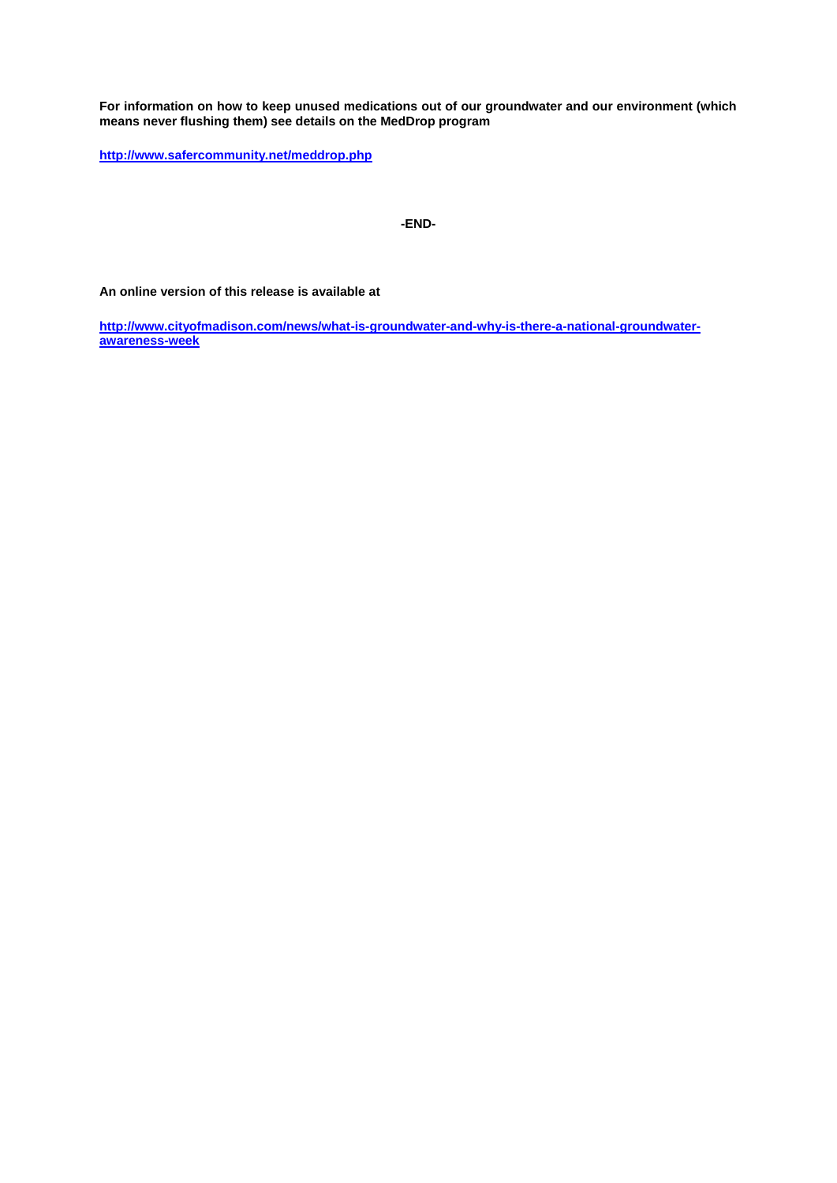**For information on how to keep unused medications out of our groundwater and our environment (which means never flushing them) see details on the MedDrop program**

**[http://www.safercommunity.net/meddrop.php](http://www.safercommunity.net/meddrop.php)**

**-END-**

**An online version of this release is available at**

**[http://www.cityofmadison.com/news/what-is-groundwater-and-why-is-there-a-national-groundwater-awareness-week](http://www.cityofmadison.com/news/what-is-groundwater-and-why-is-there-a-national-groundwater-awareness-week)**